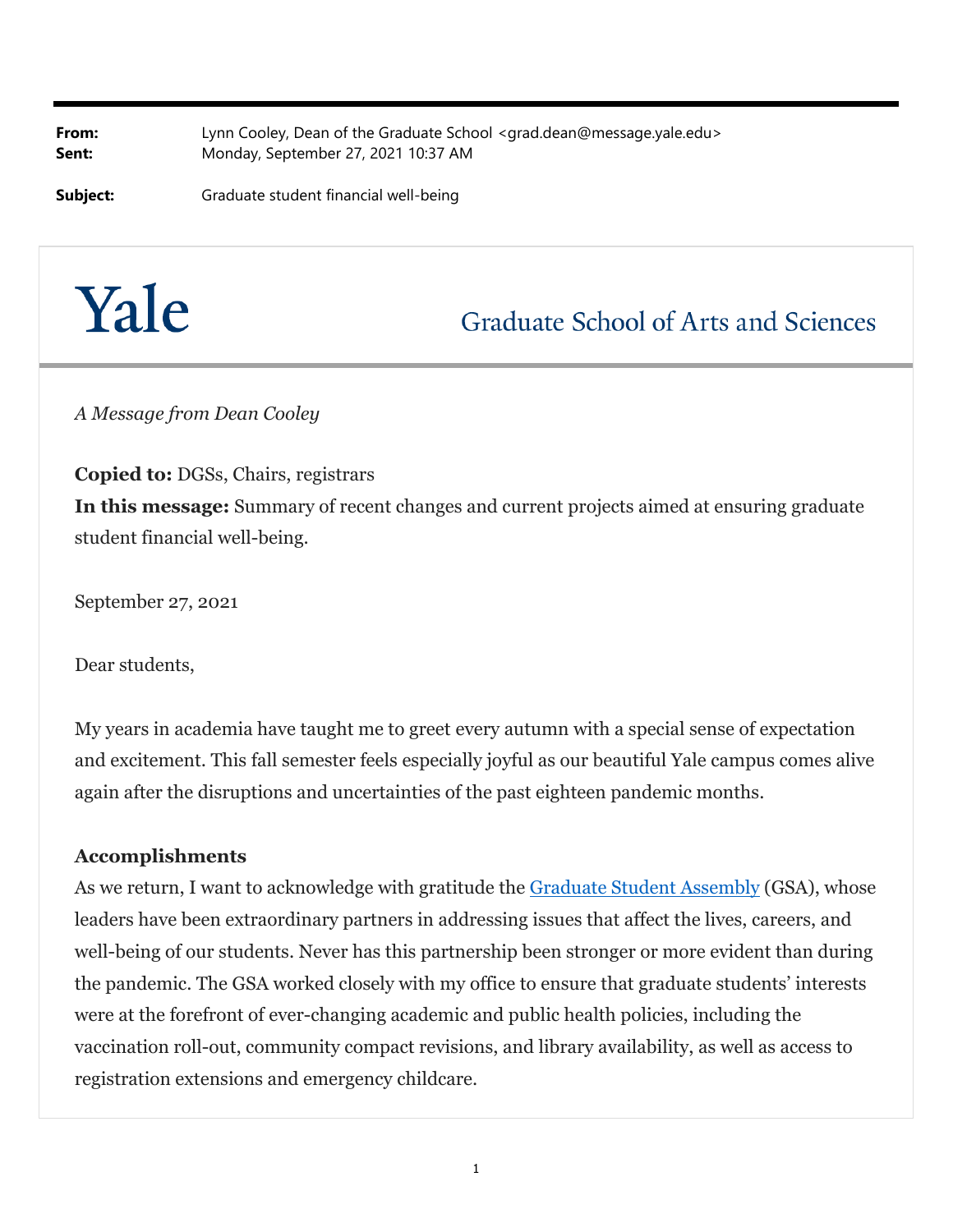**From:** Lynn Cooley, Dean of the Graduate School <grad.dean@message.yale.edu>
**Sent:** Monday, September 27, 2021 10:37 AM

**Subject:** Graduate student financial well-being

Yale Graduate School of Arts and Sciences

*A Message from Dean Cooley*

**Copied to:** DGSs, Chairs, registrars
**In this message:** Summary of recent changes and current projects aimed at ensuring graduate student financial well-being.

September 27, 2021

Dear students,

My years in academia have taught me to greet every autumn with a special sense of expectation and excitement. This fall semester feels especially joyful as our beautiful Yale campus comes alive again after the disruptions and uncertainties of the past eighteen pandemic months.

**Accomplishments**
As we return, I want to acknowledge with gratitude the Graduate Student Assembly (GSA), whose leaders have been extraordinary partners in addressing issues that affect the lives, careers, and well-being of our students. Never has this partnership been stronger or more evident than during the pandemic. The GSA worked closely with my office to ensure that graduate students' interests were at the forefront of ever-changing academic and public health policies, including the vaccination roll-out, community compact revisions, and library availability, as well as access to registration extensions and emergency childcare.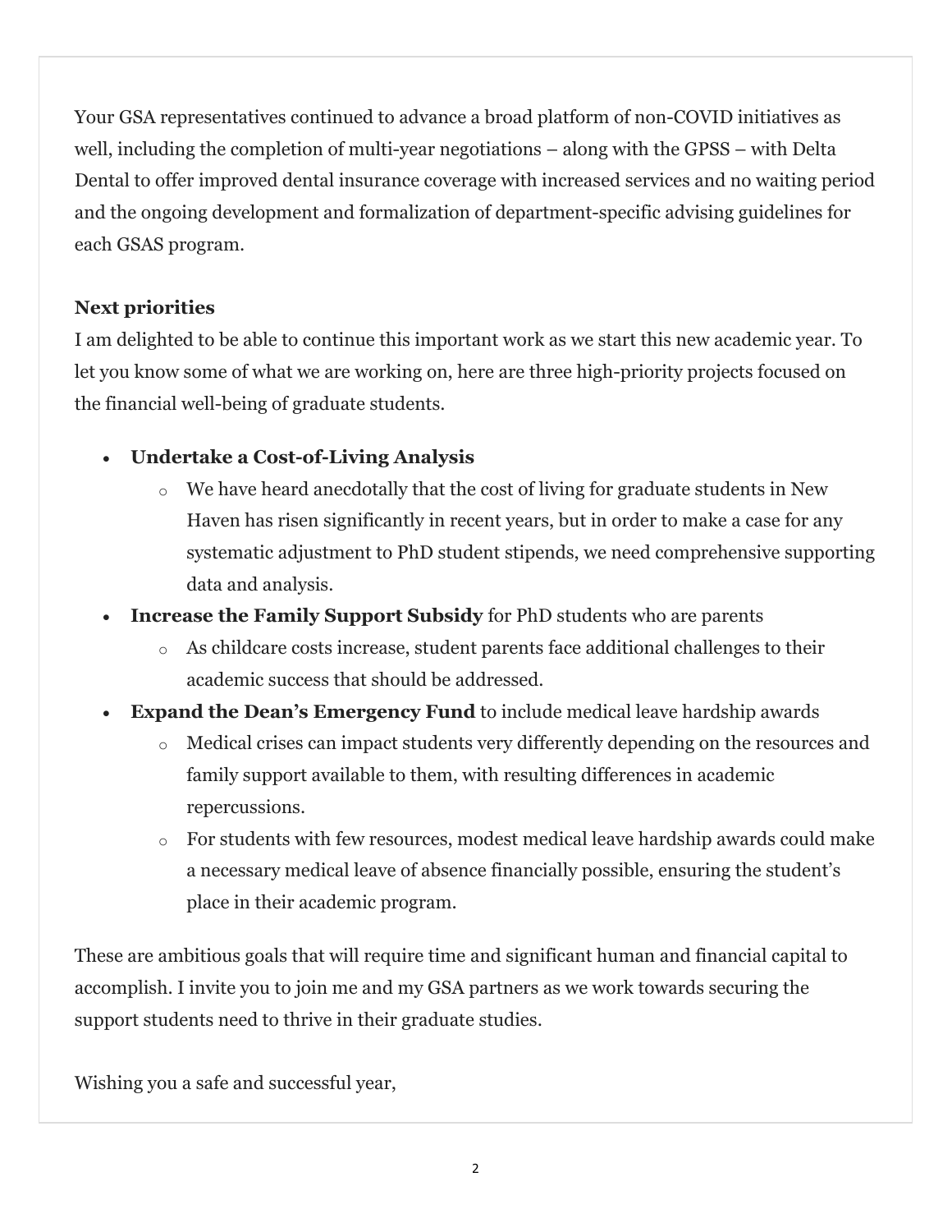Your GSA representatives continued to advance a broad platform of non-COVID initiatives as well, including the completion of multi-year negotiations – along with the GPSS – with Delta Dental to offer improved dental insurance coverage with increased services and no waiting period and the ongoing development and formalization of department-specific advising guidelines for each GSAS program.

**Next priorities**

I am delighted to be able to continue this important work as we start this new academic year. To let you know some of what we are working on, here are three high-priority projects focused on the financial well-being of graduate students.

- **Undertake a Cost-of-Living Analysis**
    - We have heard anecdotally that the cost of living for graduate students in New Haven has risen significantly in recent years, but in order to make a case for any systematic adjustment to PhD student stipends, we need comprehensive supporting data and analysis.
- **Increase the Family Support Subsidy** for PhD students who are parents
    - As childcare costs increase, student parents face additional challenges to their academic success that should be addressed.
- **Expand the Dean's Emergency Fund** to include medical leave hardship awards
    - Medical crises can impact students very differently depending on the resources and family support available to them, with resulting differences in academic repercussions.
    - For students with few resources, modest medical leave hardship awards could make a necessary medical leave of absence financially possible, ensuring the student's place in their academic program.

These are ambitious goals that will require time and significant human and financial capital to accomplish. I invite you to join me and my GSA partners as we work towards securing the support students need to thrive in their graduate studies.

Wishing you a safe and successful year,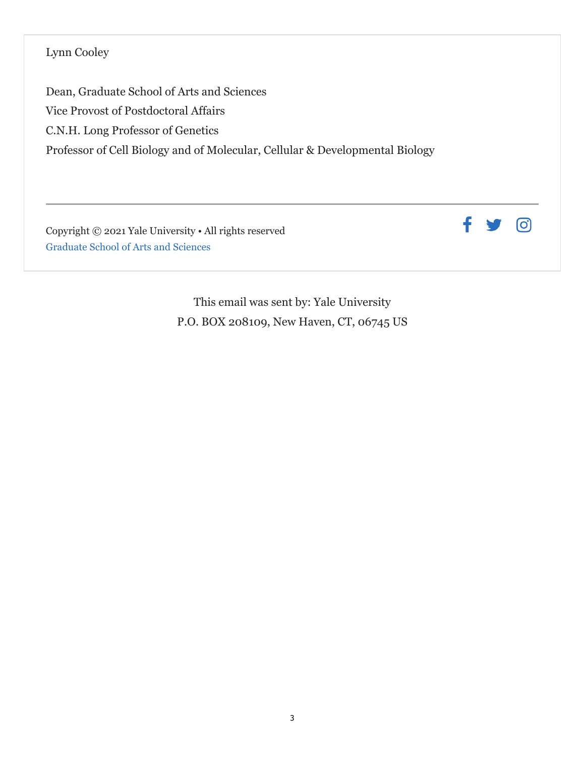Lynn Cooley

Dean, Graduate School of Arts and Sciences
Vice Provost of Postdoctoral Affairs
C.N.H. Long Professor of Genetics
Professor of Cell Biology and of Molecular, Cellular & Developmental Biology

---

Copyright © 2021 Yale University • All rights reserved
Graduate School of Arts and Sciences

This email was sent by: Yale University
P.O. BOX 208109, New Haven, CT, 06745 US